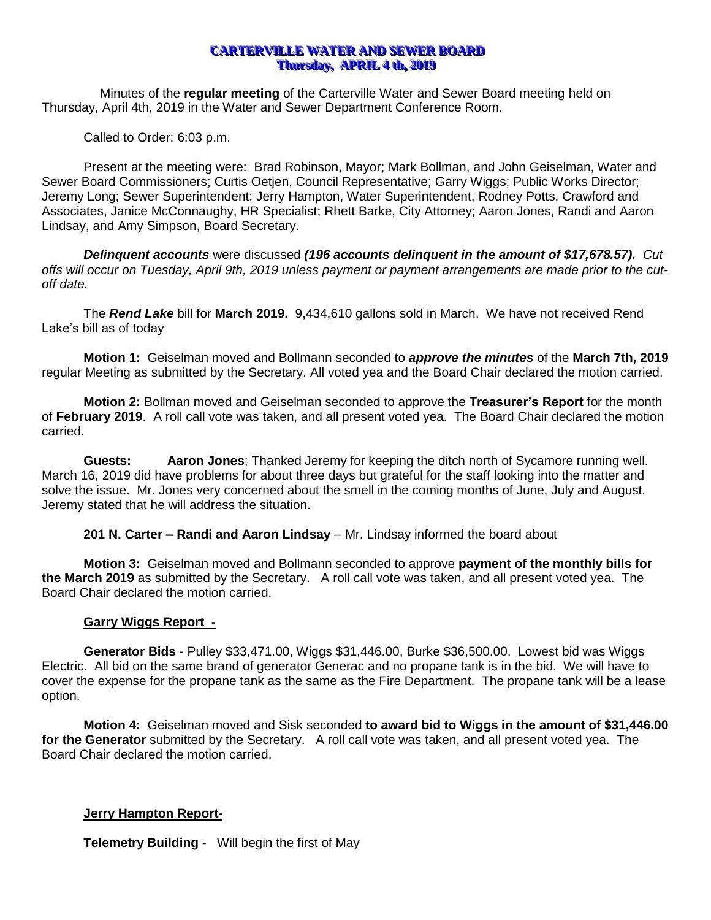# CARTERVILLE WATER AND SEWER BOARD
## Thursday, APRIL 4 th, 2019

Minutes of the **regular meeting** of the Carterville Water and Sewer Board meeting held on Thursday, April 4th, 2019 in the Water and Sewer Department Conference Room.

Called to Order: 6:03 p.m.

Present at the meeting were: Brad Robinson, Mayor; Mark Bollman, and John Geiselman, Water and Sewer Board Commissioners; Curtis Oetjen, Council Representative; Garry Wiggs; Public Works Director; Jeremy Long; Sewer Superintendent; Jerry Hampton, Water Superintendent, Rodney Potts, Crawford and Associates, Janice McConnaughy, HR Specialist; Rhett Barke, City Attorney; Aaron Jones, Randi and Aaron Lindsay, and Amy Simpson, Board Secretary.

***Delinquent accounts*** were discussed ***(196 accounts delinquent in the amount of $17,678.57).*** *Cut offs will occur on Tuesday, April 9th, 2019 unless payment or payment arrangements are made prior to the cut-off date.*

The ***Rend Lake*** bill for **March 2019.** 9,434,610 gallons sold in March. We have not received Rend Lake's bill as of today

**Motion 1:** Geiselman moved and Bollmann seconded to ***approve the minutes*** of the **March 7th, 2019** regular Meeting as submitted by the Secretary. All voted yea and the Board Chair declared the motion carried.

**Motion 2:** Bollman moved and Geiselman seconded to approve the **Treasurer's Report** for the month of **February 2019**. A roll call vote was taken, and all present voted yea. The Board Chair declared the motion carried.

**Guests:** **Aaron Jones**; Thanked Jeremy for keeping the ditch north of Sycamore running well. March 16, 2019 did have problems for about three days but grateful for the staff looking into the matter and solve the issue. Mr. Jones very concerned about the smell in the coming months of June, July and August. Jeremy stated that he will address the situation.

**201 N. Carter – Randi and Aaron Lindsay** – Mr. Lindsay informed the board about

**Motion 3:** Geiselman moved and Bollmann seconded to approve **payment of the monthly bills for the March 2019** as submitted by the Secretary. A roll call vote was taken, and all present voted yea. The Board Chair declared the motion carried.

**Garry Wiggs Report -**

**Generator Bids** - Pulley $33,471.00, Wiggs $31,446.00, Burke $36,500.00. Lowest bid was Wiggs Electric. All bid on the same brand of generator Generac and no propane tank is in the bid. We will have to cover the expense for the propane tank as the same as the Fire Department. The propane tank will be a lease option.

**Motion 4:** Geiselman moved and Sisk seconded **to award bid to Wiggs in the amount of $31,446.00 for the Generator** submitted by the Secretary. A roll call vote was taken, and all present voted yea. The Board Chair declared the motion carried.

**Jerry Hampton Report-**

**Telemetry Building** - Will begin the first of May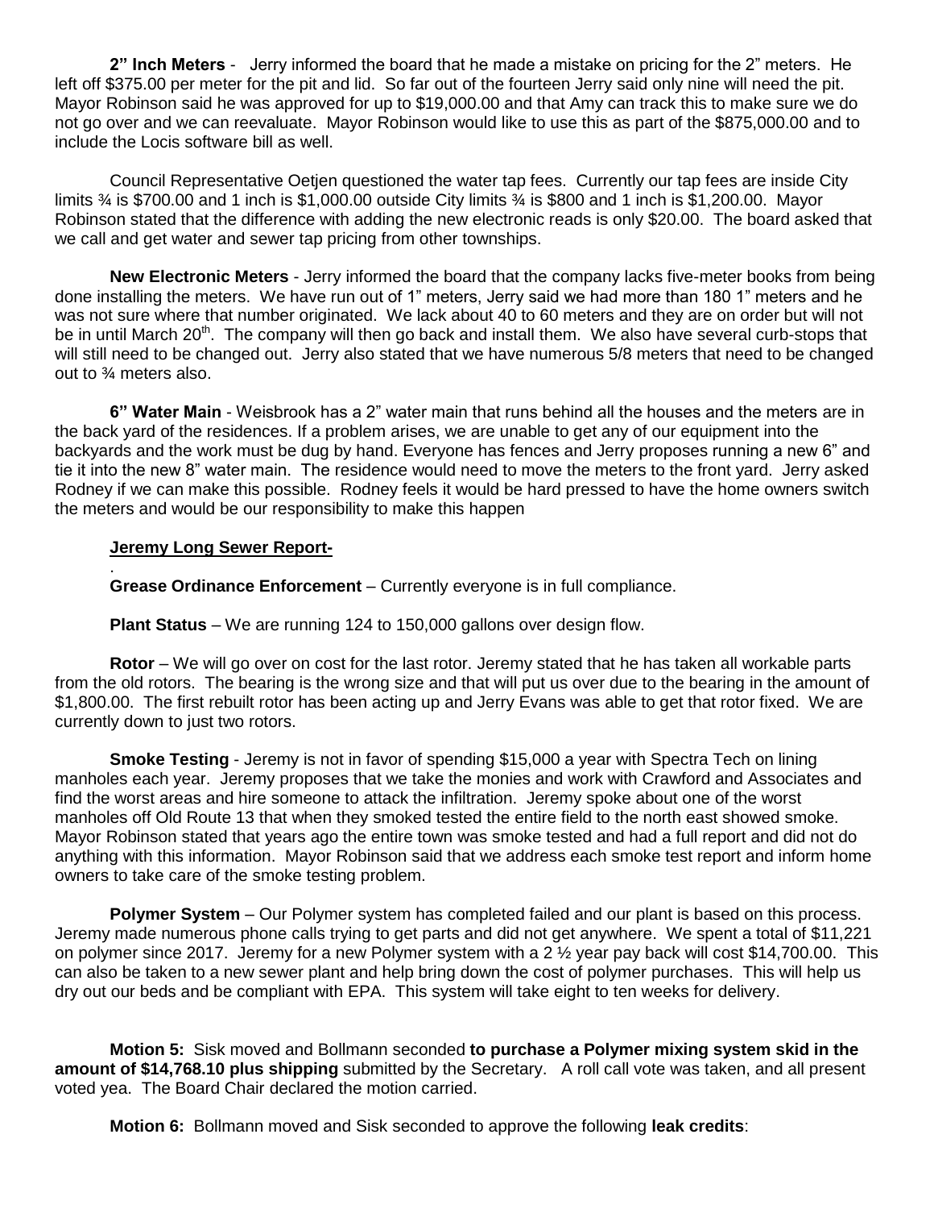**2" Inch Meters** - Jerry informed the board that he made a mistake on pricing for the 2" meters. He left off $375.00 per meter for the pit and lid. So far out of the fourteen Jerry said only nine will need the pit. Mayor Robinson said he was approved for up to $19,000.00 and that Amy can track this to make sure we do not go over and we can reevaluate. Mayor Robinson would like to use this as part of the $875,000.00 and to include the Locis software bill as well.

Council Representative Oetjen questioned the water tap fees. Currently our tap fees are inside City limits ¾ is $700.00 and 1 inch is $1,000.00 outside City limits ¾ is $800 and 1 inch is $1,200.00. Mayor Robinson stated that the difference with adding the new electronic reads is only $20.00. The board asked that we call and get water and sewer tap pricing from other townships.

**New Electronic Meters** - Jerry informed the board that the company lacks five-meter books from being done installing the meters. We have run out of 1" meters, Jerry said we had more than 180 1" meters and he was not sure where that number originated. We lack about 40 to 60 meters and they are on order but will not be in until March 20th. The company will then go back and install them. We also have several curb-stops that will still need to be changed out. Jerry also stated that we have numerous 5/8 meters that need to be changed out to ¾ meters also.

**6" Water Main** - Weisbrook has a 2" water main that runs behind all the houses and the meters are in the back yard of the residences. If a problem arises, we are unable to get any of our equipment into the backyards and the work must be dug by hand. Everyone has fences and Jerry proposes running a new 6" and tie it into the new 8" water main. The residence would need to move the meters to the front yard. Jerry asked Rodney if we can make this possible. Rodney feels it would be hard pressed to have the home owners switch the meters and would be our responsibility to make this happen

**Jeremy Long Sewer Report-**

.
**Grease Ordinance Enforcement** – Currently everyone is in full compliance.

**Plant Status** – We are running 124 to 150,000 gallons over design flow.

**Rotor** – We will go over on cost for the last rotor. Jeremy stated that he has taken all workable parts from the old rotors. The bearing is the wrong size and that will put us over due to the bearing in the amount of $1,800.00. The first rebuilt rotor has been acting up and Jerry Evans was able to get that rotor fixed. We are currently down to just two rotors.

**Smoke Testing** - Jeremy is not in favor of spending $15,000 a year with Spectra Tech on lining manholes each year. Jeremy proposes that we take the monies and work with Crawford and Associates and find the worst areas and hire someone to attack the infiltration. Jeremy spoke about one of the worst manholes off Old Route 13 that when they smoked tested the entire field to the north east showed smoke. Mayor Robinson stated that years ago the entire town was smoke tested and had a full report and did not do anything with this information. Mayor Robinson said that we address each smoke test report and inform home owners to take care of the smoke testing problem.

**Polymer System** – Our Polymer system has completed failed and our plant is based on this process. Jeremy made numerous phone calls trying to get parts and did not get anywhere. We spent a total of $11,221 on polymer since 2017. Jeremy for a new Polymer system with a 2 ½ year pay back will cost $14,700.00. This can also be taken to a new sewer plant and help bring down the cost of polymer purchases. This will help us dry out our beds and be compliant with EPA. This system will take eight to ten weeks for delivery.

**Motion 5:** Sisk moved and Bollmann seconded **to purchase a Polymer mixing system skid in the amount of $14,768.10 plus shipping** submitted by the Secretary. A roll call vote was taken, and all present voted yea. The Board Chair declared the motion carried.

**Motion 6:** Bollmann moved and Sisk seconded to approve the following **leak credits**: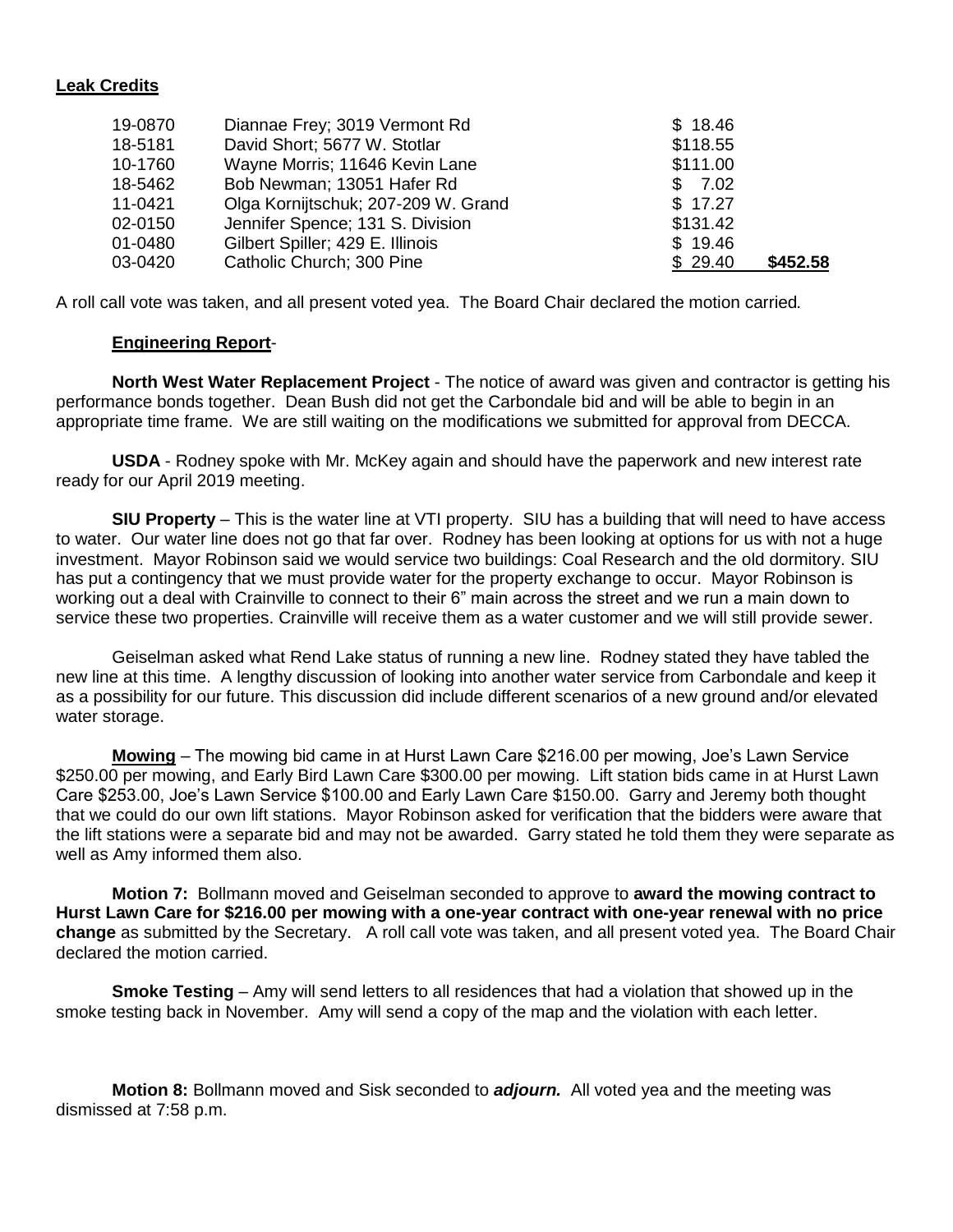**Leak Credits**

| | | | |
|---|---|---|---|
| 19-0870 | Diannae Frey; 3019 Vermont Rd | $ 18.46 | |
| 18-5181 | David Short; 5677 W. Stotlar | $118.55 | |
| 10-1760 | Wayne Morris; 11646 Kevin Lane | $111.00 | |
| 18-5462 | Bob Newman; 13051 Hafer Rd | $ 7.02 | |
| 11-0421 | Olga Kornijtschuk; 207-209 W. Grand | $ 17.27 | |
| 02-0150 | Jennifer Spence; 131 S. Division | $131.42 | |
| 01-0480 | Gilbert Spiller; 429 E. Illinois | $ 19.46 | |
| 03-0420 | Catholic Church; 300 Pine | $ 29.40 | **$452.58** |

A roll call vote was taken, and all present voted yea. The Board Chair declared the motion carried.

**Engineering Report**-

**North West Water Replacement Project** - The notice of award was given and contractor is getting his performance bonds together. Dean Bush did not get the Carbondale bid and will be able to begin in an appropriate time frame. We are still waiting on the modifications we submitted for approval from DECCA.

**USDA** - Rodney spoke with Mr. McKey again and should have the paperwork and new interest rate ready for our April 2019 meeting.

**SIU Property** – This is the water line at VTI property. SIU has a building that will need to have access to water. Our water line does not go that far over. Rodney has been looking at options for us with not a huge investment. Mayor Robinson said we would service two buildings: Coal Research and the old dormitory. SIU has put a contingency that we must provide water for the property exchange to occur. Mayor Robinson is working out a deal with Crainville to connect to their 6" main across the street and we run a main down to service these two properties. Crainville will receive them as a water customer and we will still provide sewer.

Geiselman asked what Rend Lake status of running a new line. Rodney stated they have tabled the new line at this time. A lengthy discussion of looking into another water service from Carbondale and keep it as a possibility for our future. This discussion did include different scenarios of a new ground and/or elevated water storage.

**Mowing** – The mowing bid came in at Hurst Lawn Care $216.00 per mowing, Joe's Lawn Service $250.00 per mowing, and Early Bird Lawn Care $300.00 per mowing. Lift station bids came in at Hurst Lawn Care $253.00, Joe's Lawn Service $100.00 and Early Lawn Care $150.00. Garry and Jeremy both thought that we could do our own lift stations. Mayor Robinson asked for verification that the bidders were aware that the lift stations were a separate bid and may not be awarded. Garry stated he told them they were separate as well as Amy informed them also.

**Motion 7:** Bollmann moved and Geiselman seconded to approve to **award the mowing contract to Hurst Lawn Care for $216.00 per mowing with a one-year contract with one-year renewal with no price change** as submitted by the Secretary. A roll call vote was taken, and all present voted yea. The Board Chair declared the motion carried.

**Smoke Testing** – Amy will send letters to all residences that had a violation that showed up in the smoke testing back in November. Amy will send a copy of the map and the violation with each letter.

**Motion 8:** Bollmann moved and Sisk seconded to ***adjourn.*** All voted yea and the meeting was dismissed at 7:58 p.m.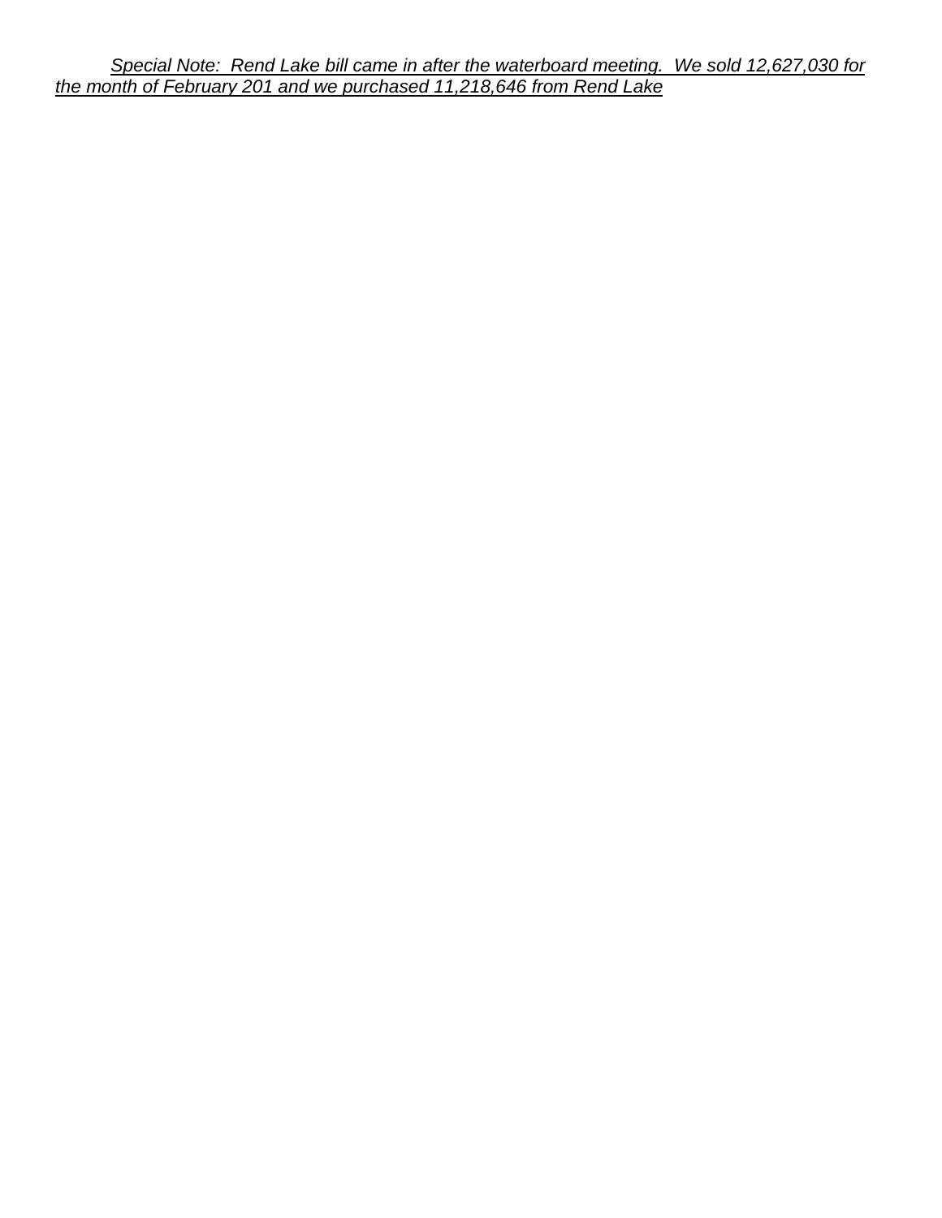*Special Note:  Rend Lake bill came in after the waterboard meeting.  We sold 12,627,030 for the month of February 201 and we purchased 11,218,646 from Rend Lake*